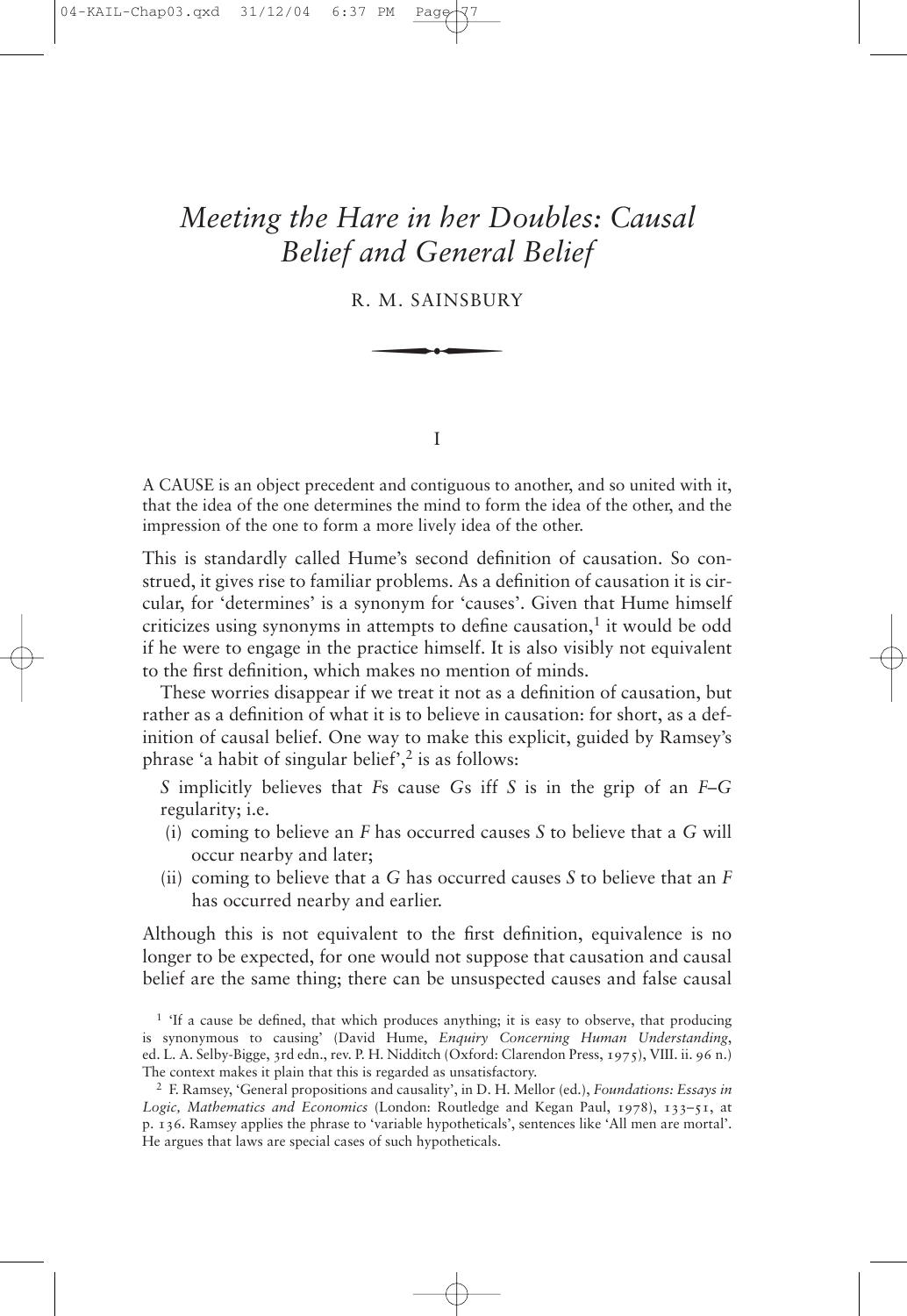# *Meeting the Hare in her Doubles: Causal Belief and General Belief*

R. M. SAINSBURY

## I

A CAUSE is an object precedent and contiguous to another, and so united with it, that the idea of the one determines the mind to form the idea of the other, and the impression of the one to form a more lively idea of the other.

This is standardly called Hume's second definition of causation. So construed, it gives rise to familiar problems. As a definition of causation it is circular, for 'determines' is a synonym for 'causes'. Given that Hume himself criticizes using synonyms in attempts to define causation,[1] it would be odd if he were to engage in the practice himself. It is also visibly not equivalent to the first definition, which makes no mention of minds.

These worries disappear if we treat it not as a definition of causation, but rather as a definition of what it is to believe in causation: for short, as a definition of causal belief. One way to make this explicit, guided by Ramsey's phrase 'a habit of singular belief',[2] is as follows:

*S* implicitly believes that *F*s cause *G*s iff *S* is in the grip of an *F*–*G* regularity; i.e.

(i) coming to believe an *F* has occurred causes *S* to believe that a *G* will occur nearby and later;

(ii) coming to believe that a *G* has occurred causes *S* to believe that an *F* has occurred nearby and earlier.

Although this is not equivalent to the first definition, equivalence is no longer to be expected, for one would not suppose that causation and causal belief are the same thing; there can be unsuspected causes and false causal

[1] 'If a cause be defined, that which produces anything; it is easy to observe, that producing is synonymous to causing' (David Hume, *Enquiry Concerning Human Understanding*, ed. L. A. Selby-Bigge, 3rd edn., rev. P. H. Nidditch (Oxford: Clarendon Press, 1975), VIII. ii. 96 n.) The context makes it plain that this is regarded as unsatisfactory.

[2] F. Ramsey, 'General propositions and causality', in D. H. Mellor (ed.), *Foundations: Essays in Logic, Mathematics and Economics* (London: Routledge and Kegan Paul, 1978), 133–51, at p. 136. Ramsey applies the phrase to 'variable hypotheticals', sentences like 'All men are mortal'. He argues that laws are special cases of such hypotheticals.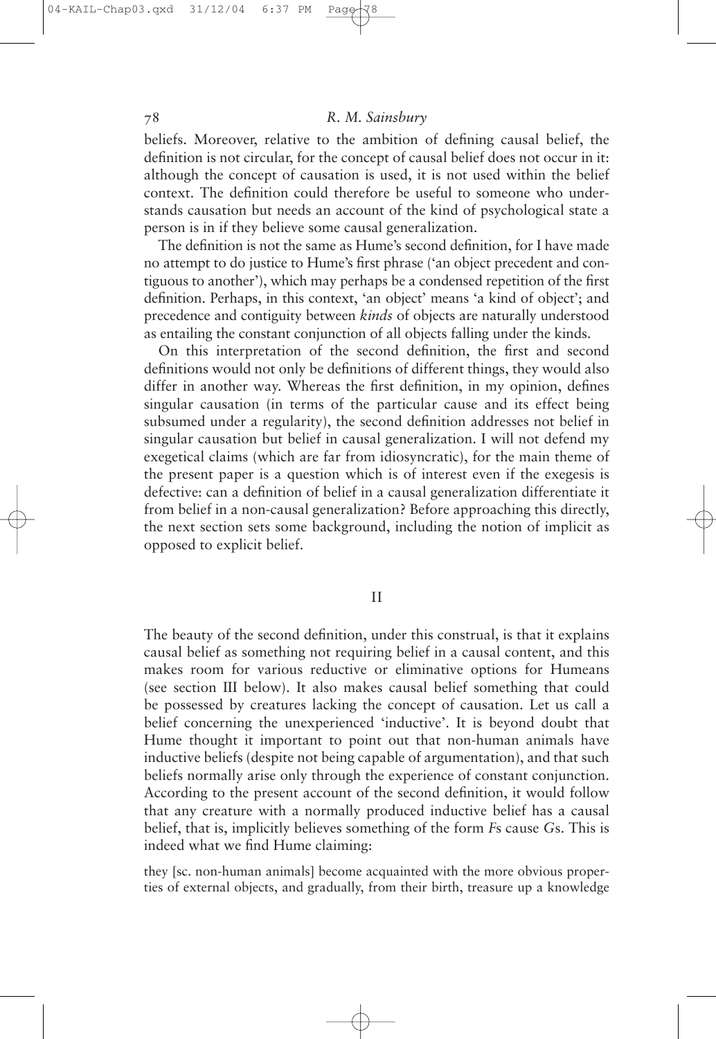beliefs. Moreover, relative to the ambition of defining causal belief, the definition is not circular, for the concept of causal belief does not occur in it: although the concept of causation is used, it is not used within the belief context. The definition could therefore be useful to someone who understands causation but needs an account of the kind of psychological state a person is in if they believe some causal generalization.

The definition is not the same as Hume's second definition, for I have made no attempt to do justice to Hume's first phrase ('an object precedent and contiguous to another'), which may perhaps be a condensed repetition of the first definition. Perhaps, in this context, 'an object' means 'a kind of object'; and precedence and contiguity between *kinds* of objects are naturally understood as entailing the constant conjunction of all objects falling under the kinds.

On this interpretation of the second definition, the first and second definitions would not only be definitions of different things, they would also differ in another way. Whereas the first definition, in my opinion, defines singular causation (in terms of the particular cause and its effect being subsumed under a regularity), the second definition addresses not belief in singular causation but belief in causal generalization. I will not defend my exegetical claims (which are far from idiosyncratic), for the main theme of the present paper is a question which is of interest even if the exegesis is defective: can a definition of belief in a causal generalization differentiate it from belief in a non-causal generalization? Before approaching this directly, the next section sets some background, including the notion of implicit as opposed to explicit belief.

## II

The beauty of the second definition, under this construal, is that it explains causal belief as something not requiring belief in a causal content, and this makes room for various reductive or eliminative options for Humeans (see section III below). It also makes causal belief something that could be possessed by creatures lacking the concept of causation. Let us call a belief concerning the unexperienced 'inductive'. It is beyond doubt that Hume thought it important to point out that non-human animals have inductive beliefs (despite not being capable of argumentation), and that such beliefs normally arise only through the experience of constant conjunction. According to the present account of the second definition, it would follow that any creature with a normally produced inductive belief has a causal belief, that is, implicitly believes something of the form *F*s cause *G*s. This is indeed what we find Hume claiming:

> they [sc. non-human animals] become acquainted with the more obvious properties of external objects, and gradually, from their birth, treasure up a knowledge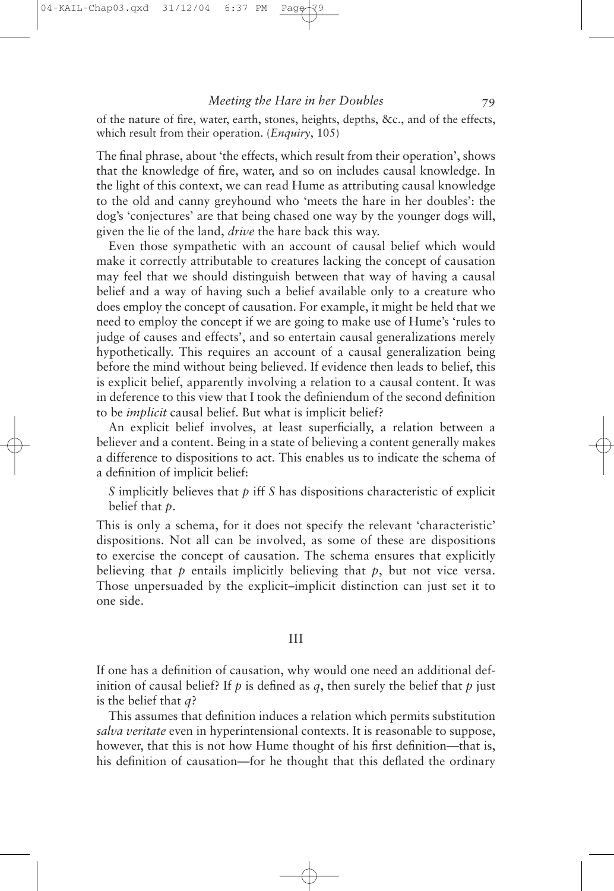of the nature of fire, water, earth, stones, heights, depths, &c., and of the effects, which result from their operation. (*Enquiry*, 105)

The final phrase, about 'the effects, which result from their operation', shows that the knowledge of fire, water, and so on includes causal knowledge. In the light of this context, we can read Hume as attributing causal knowledge to the old and canny greyhound who 'meets the hare in her doubles': the dog's 'conjectures' are that being chased one way by the younger dogs will, given the lie of the land, *drive* the hare back this way.

Even those sympathetic with an account of causal belief which would make it correctly attributable to creatures lacking the concept of causation may feel that we should distinguish between that way of having a causal belief and a way of having such a belief available only to a creature who does employ the concept of causation. For example, it might be held that we need to employ the concept if we are going to make use of Hume's 'rules to judge of causes and effects', and so entertain causal generalizations merely hypothetically. This requires an account of a causal generalization being before the mind without being believed. If evidence then leads to belief, this is explicit belief, apparently involving a relation to a causal content. It was in deference to this view that I took the definiendum of the second definition to be *implicit* causal belief. But what is implicit belief?

An explicit belief involves, at least superficially, a relation between a believer and a content. Being in a state of believing a content generally makes a difference to dispositions to act. This enables us to indicate the schema of a definition of implicit belief:

> $S$ implicitly believes that $p$ iff $S$ has dispositions characteristic of explicit belief that $p$.

This is only a schema, for it does not specify the relevant 'characteristic' dispositions. Not all can be involved, as some of these are dispositions to exercise the concept of causation. The schema ensures that explicitly believing that $p$ entails implicitly believing that $p$, but not vice versa. Those unpersuaded by the explicit–implicit distinction can just set it to one side.

## III

If one has a definition of causation, why would one need an additional definition of causal belief? If $p$ is defined as $q$, then surely the belief that $p$ just is the belief that $q$?

This assumes that definition induces a relation which permits substitution *salva veritate* even in hyperintensional contexts. It is reasonable to suppose, however, that this is not how Hume thought of his first definition—that is, his definition of causation—for he thought that this deflated the ordinary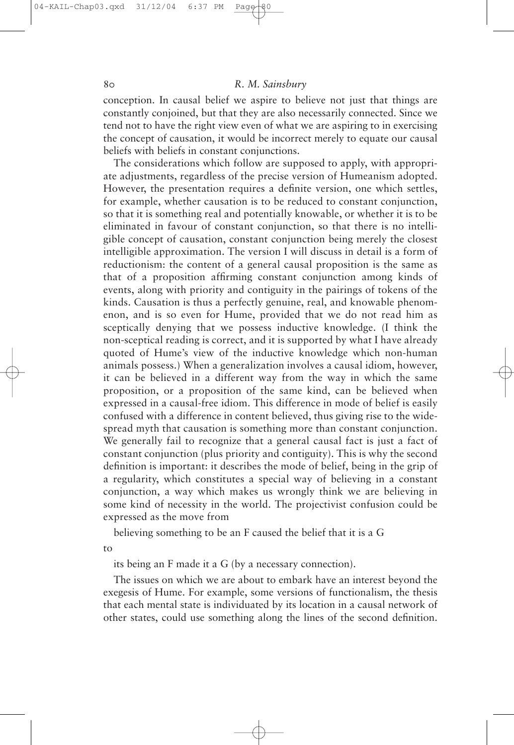conception. In causal belief we aspire to believe not just that things are constantly conjoined, but that they are also necessarily connected. Since we tend not to have the right view even of what we are aspiring to in exercising the concept of causation, it would be incorrect merely to equate our causal beliefs with beliefs in constant conjunctions.

The considerations which follow are supposed to apply, with appropriate adjustments, regardless of the precise version of Humeanism adopted. However, the presentation requires a definite version, one which settles, for example, whether causation is to be reduced to constant conjunction, so that it is something real and potentially knowable, or whether it is to be eliminated in favour of constant conjunction, so that there is no intelligible concept of causation, constant conjunction being merely the closest intelligible approximation. The version I will discuss in detail is a form of reductionism: the content of a general causal proposition is the same as that of a proposition affirming constant conjunction among kinds of events, along with priority and contiguity in the pairings of tokens of the kinds. Causation is thus a perfectly genuine, real, and knowable phenomenon, and is so even for Hume, provided that we do not read him as sceptically denying that we possess inductive knowledge. (I think the non-sceptical reading is correct, and it is supported by what I have already quoted of Hume's view of the inductive knowledge which non-human animals possess.) When a generalization involves a causal idiom, however, it can be believed in a different way from the way in which the same proposition, or a proposition of the same kind, can be believed when expressed in a causal-free idiom. This difference in mode of belief is easily confused with a difference in content believed, thus giving rise to the widespread myth that causation is something more than constant conjunction. We generally fail to recognize that a general causal fact is just a fact of constant conjunction (plus priority and contiguity). This is why the second definition is important: it describes the mode of belief, being in the grip of a regularity, which constitutes a special way of believing in a constant conjunction, a way which makes us wrongly think we are believing in some kind of necessity in the world. The projectivist confusion could be expressed as the move from

believing something to be an F caused the belief that it is a G

to

its being an F made it a G (by a necessary connection).

The issues on which we are about to embark have an interest beyond the exegesis of Hume. For example, some versions of functionalism, the thesis that each mental state is individuated by its location in a causal network of other states, could use something along the lines of the second definition.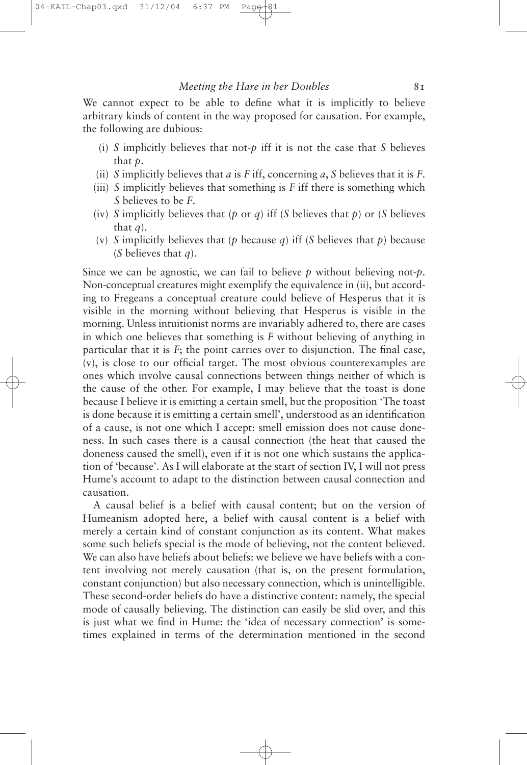We cannot expect to be able to define what it is implicitly to believe arbitrary kinds of content in the way proposed for causation. For example, the following are dubious:

(i) *S* implicitly believes that not-*p* iff it is not the case that *S* believes that *p*.

(ii) *S* implicitly believes that *a* is *F* iff, concerning *a*, *S* believes that it is *F*.

(iii) *S* implicitly believes that something is *F* iff there is something which *S* believes to be *F*.

(iv) *S* implicitly believes that (*p* or *q*) iff (*S* believes that *p*) or (*S* believes that *q*).

(v) *S* implicitly believes that (*p* because *q*) iff (*S* believes that *p*) because (*S* believes that *q*).

Since we can be agnostic, we can fail to believe *p* without believing not-*p*. Non-conceptual creatures might exemplify the equivalence in (ii), but according to Fregeans a conceptual creature could believe of Hesperus that it is visible in the morning without believing that Hesperus is visible in the morning. Unless intuitionist norms are invariably adhered to, there are cases in which one believes that something is *F* without believing of anything in particular that it is *F*; the point carries over to disjunction. The final case, (v), is close to our official target. The most obvious counterexamples are ones which involve causal connections between things neither of which is the cause of the other. For example, I may believe that the toast is done because I believe it is emitting a certain smell, but the proposition 'The toast is done because it is emitting a certain smell', understood as an identification of a cause, is not one which I accept: smell emission does not cause doneness. In such cases there is a causal connection (the heat that caused the doneness caused the smell), even if it is not one which sustains the application of 'because'. As I will elaborate at the start of section IV, I will not press Hume's account to adapt to the distinction between causal connection and causation.

A causal belief is a belief with causal content; but on the version of Humeanism adopted here, a belief with causal content is a belief with merely a certain kind of constant conjunction as its content. What makes some such beliefs special is the mode of believing, not the content believed. We can also have beliefs about beliefs: we believe we have beliefs with a content involving not merely causation (that is, on the present formulation, constant conjunction) but also necessary connection, which is unintelligible. These second-order beliefs do have a distinctive content: namely, the special mode of causally believing. The distinction can easily be slid over, and this is just what we find in Hume: the 'idea of necessary connection' is sometimes explained in terms of the determination mentioned in the second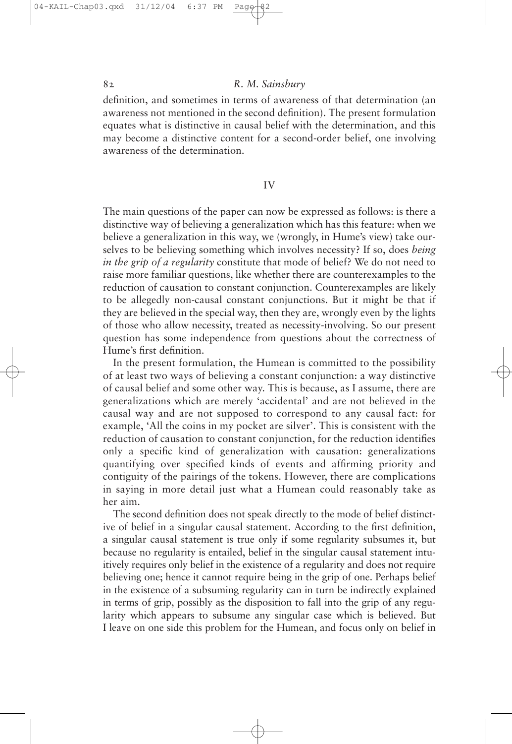definition, and sometimes in terms of awareness of that determination (an awareness not mentioned in the second definition). The present formulation equates what is distinctive in causal belief with the determination, and this may become a distinctive content for a second-order belief, one involving awareness of the determination.

## IV

The main questions of the paper can now be expressed as follows: is there a distinctive way of believing a generalization which has this feature: when we believe a generalization in this way, we (wrongly, in Hume's view) take ourselves to be believing something which involves necessity? If so, does *being in the grip of a regularity* constitute that mode of belief? We do not need to raise more familiar questions, like whether there are counterexamples to the reduction of causation to constant conjunction. Counterexamples are likely to be allegedly non-causal constant conjunctions. But it might be that if they are believed in the special way, then they are, wrongly even by the lights of those who allow necessity, treated as necessity-involving. So our present question has some independence from questions about the correctness of Hume's first definition.

In the present formulation, the Humean is committed to the possibility of at least two ways of believing a constant conjunction: a way distinctive of causal belief and some other way. This is because, as I assume, there are generalizations which are merely 'accidental' and are not believed in the causal way and are not supposed to correspond to any causal fact: for example, 'All the coins in my pocket are silver'. This is consistent with the reduction of causation to constant conjunction, for the reduction identifies only a specific kind of generalization with causation: generalizations quantifying over specified kinds of events and affirming priority and contiguity of the pairings of the tokens. However, there are complications in saying in more detail just what a Humean could reasonably take as her aim.

The second definition does not speak directly to the mode of belief distinctive of belief in a singular causal statement. According to the first definition, a singular causal statement is true only if some regularity subsumes it, but because no regularity is entailed, belief in the singular causal statement intuitively requires only belief in the existence of a regularity and does not require believing one; hence it cannot require being in the grip of one. Perhaps belief in the existence of a subsuming regularity can in turn be indirectly explained in terms of grip, possibly as the disposition to fall into the grip of any regularity which appears to subsume any singular case which is believed. But I leave on one side this problem for the Humean, and focus only on belief in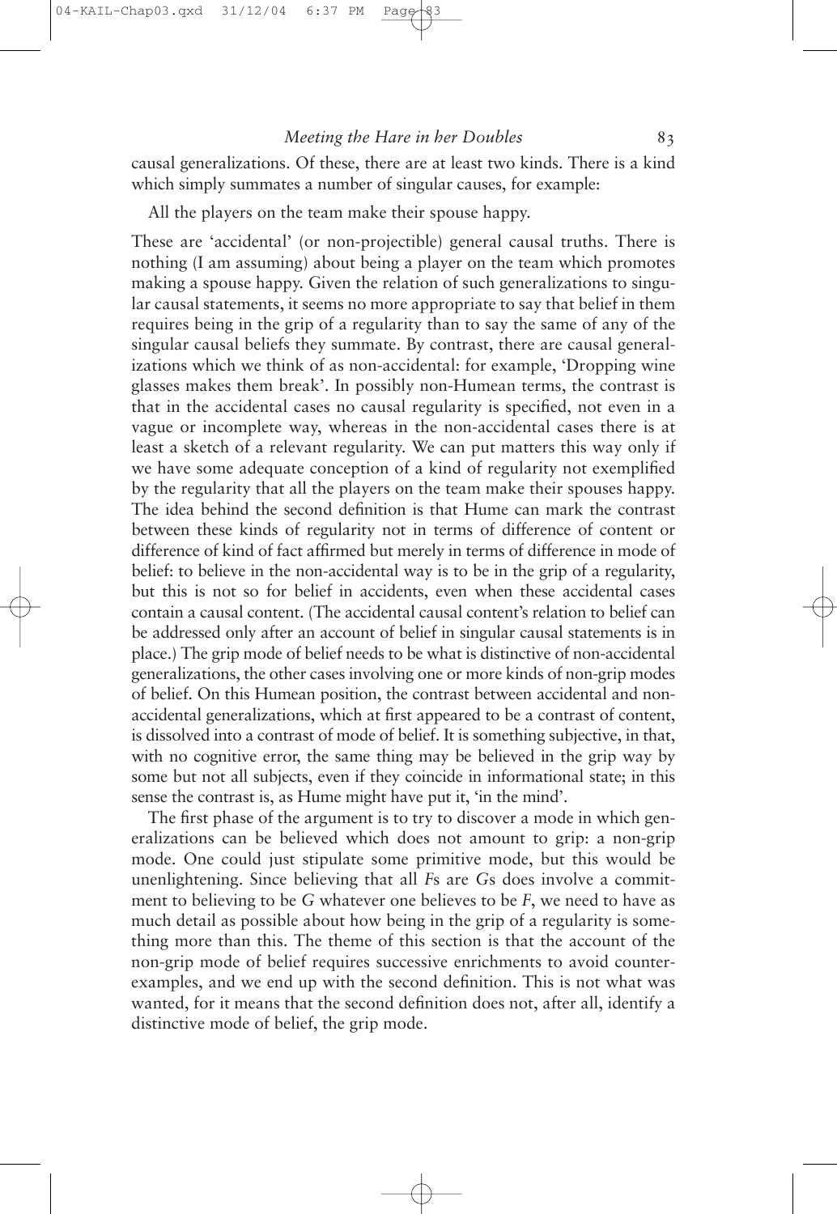causal generalizations. Of these, there are at least two kinds. There is a kind which simply summates a number of singular causes, for example:

All the players on the team make their spouse happy.

These are 'accidental' (or non-projectible) general causal truths. There is nothing (I am assuming) about being a player on the team which promotes making a spouse happy. Given the relation of such generalizations to singular causal statements, it seems no more appropriate to say that belief in them requires being in the grip of a regularity than to say the same of any of the singular causal beliefs they summate. By contrast, there are causal generalizations which we think of as non-accidental: for example, 'Dropping wine glasses makes them break'. In possibly non-Humean terms, the contrast is that in the accidental cases no causal regularity is specified, not even in a vague or incomplete way, whereas in the non-accidental cases there is at least a sketch of a relevant regularity. We can put matters this way only if we have some adequate conception of a kind of regularity not exemplified by the regularity that all the players on the team make their spouses happy. The idea behind the second definition is that Hume can mark the contrast between these kinds of regularity not in terms of difference of content or difference of kind of fact affirmed but merely in terms of difference in mode of belief: to believe in the non-accidental way is to be in the grip of a regularity, but this is not so for belief in accidents, even when these accidental cases contain a causal content. (The accidental causal content's relation to belief can be addressed only after an account of belief in singular causal statements is in place.) The grip mode of belief needs to be what is distinctive of non-accidental generalizations, the other cases involving one or more kinds of non-grip modes of belief. On this Humean position, the contrast between accidental and non-accidental generalizations, which at first appeared to be a contrast of content, is dissolved into a contrast of mode of belief. It is something subjective, in that, with no cognitive error, the same thing may be believed in the grip way by some but not all subjects, even if they coincide in informational state; in this sense the contrast is, as Hume might have put it, 'in the mind'.

The first phase of the argument is to try to discover a mode in which generalizations can be believed which does not amount to grip: a non-grip mode. One could just stipulate some primitive mode, but this would be unenlightening. Since believing that all *F*s are *G*s does involve a commitment to believing to be *G* whatever one believes to be *F*, we need to have as much detail as possible about how being in the grip of a regularity is something more than this. The theme of this section is that the account of the non-grip mode of belief requires successive enrichments to avoid counterexamples, and we end up with the second definition. This is not what was wanted, for it means that the second definition does not, after all, identify a distinctive mode of belief, the grip mode.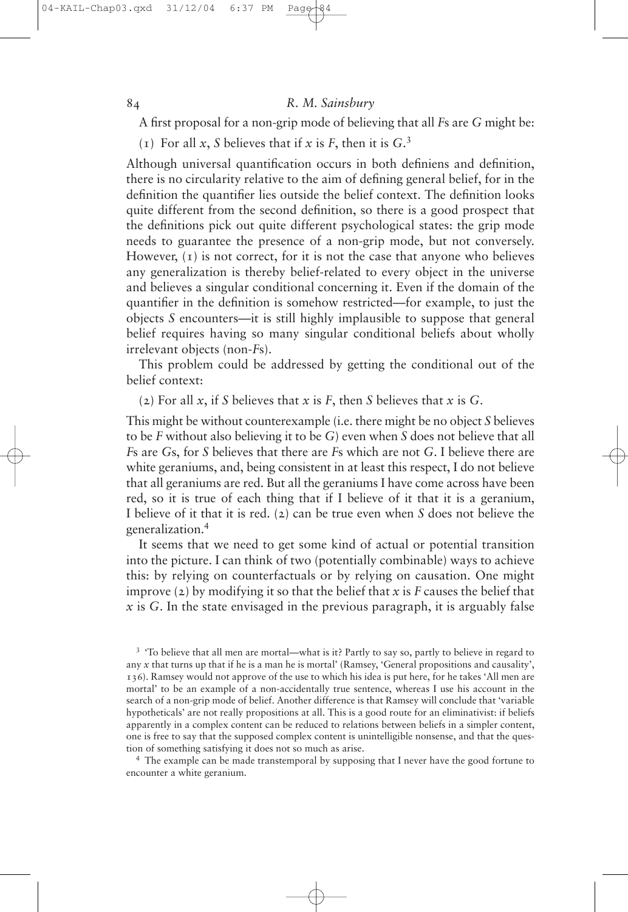A first proposal for a non-grip mode of believing that all *F*s are *G* might be:

(1) For all *x*, *S* believes that if *x* is *F*, then it is *G*.[3]

Although universal quantification occurs in both definiens and definition, there is no circularity relative to the aim of defining general belief, for in the definition the quantifier lies outside the belief context. The definition looks quite different from the second definition, so there is a good prospect that the definitions pick out quite different psychological states: the grip mode needs to guarantee the presence of a non-grip mode, but not conversely. However, (1) is not correct, for it is not the case that anyone who believes any generalization is thereby belief-related to every object in the universe and believes a singular conditional concerning it. Even if the domain of the quantifier in the definition is somehow restricted—for example, to just the objects *S* encounters—it is still highly implausible to suppose that general belief requires having so many singular conditional beliefs about wholly irrelevant objects (non-*F*s).

This problem could be addressed by getting the conditional out of the belief context:

(2) For all *x*, if *S* believes that *x* is *F*, then *S* believes that *x* is *G*.

This might be without counterexample (i.e. there might be no object *S* believes to be *F* without also believing it to be *G*) even when *S* does not believe that all *F*s are *G*s, for *S* believes that there are *F*s which are not *G*. I believe there are white geraniums, and, being consistent in at least this respect, I do not believe that all geraniums are red. But all the geraniums I have come across have been red, so it is true of each thing that if I believe of it that it is a geranium, I believe of it that it is red. (2) can be true even when *S* does not believe the generalization.[4]

It seems that we need to get some kind of actual or potential transition into the picture. I can think of two (potentially combinable) ways to achieve this: by relying on counterfactuals or by relying on causation. One might improve (2) by modifying it so that the belief that *x* is *F* causes the belief that *x* is *G*. In the state envisaged in the previous paragraph, it is arguably false

[3] 'To believe that all men are mortal—what is it? Partly to say so, partly to believe in regard to any *x* that turns up that if he is a man he is mortal' (Ramsey, 'General propositions and causality', 136). Ramsey would not approve of the use to which his idea is put here, for he takes 'All men are mortal' to be an example of a non-accidentally true sentence, whereas I use his account in the search of a non-grip mode of belief. Another difference is that Ramsey will conclude that 'variable hypotheticals' are not really propositions at all. This is a good route for an eliminativist: if beliefs apparently in a complex content can be reduced to relations between beliefs in a simpler content, one is free to say that the supposed complex content is unintelligible nonsense, and that the question of something satisfying it does not so much as arise.

[4] The example can be made transtemporal by supposing that I never have the good fortune to encounter a white geranium.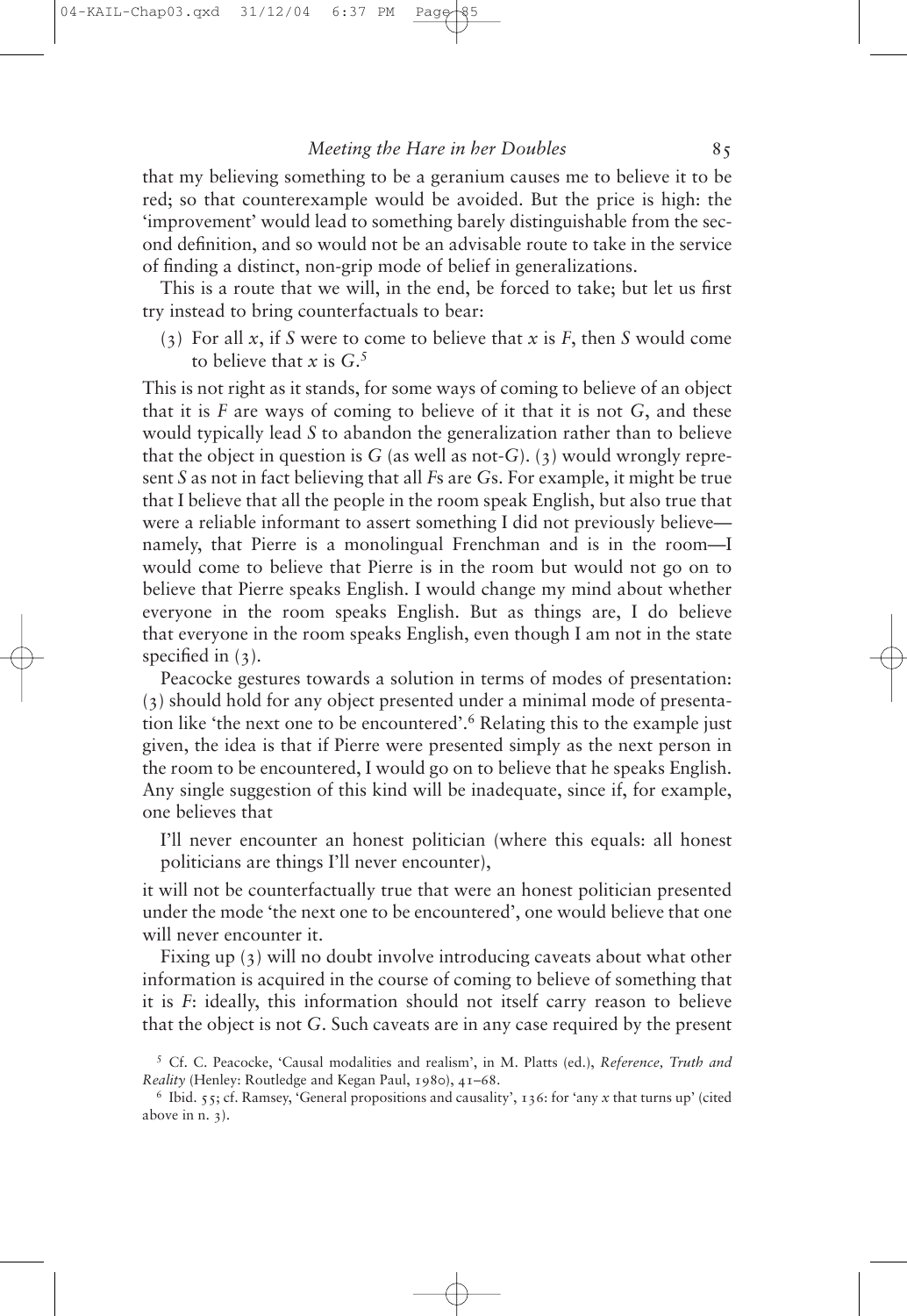that my believing something to be a geranium causes me to believe it to be red; so that counterexample would be avoided. But the price is high: the 'improvement' would lead to something barely distinguishable from the second definition, and so would not be an advisable route to take in the service of finding a distinct, non-grip mode of belief in generalizations.

This is a route that we will, in the end, be forced to take; but let us first try instead to bring counterfactuals to bear:

(3) For all $x$, if $S$ were to come to believe that $x$ is $F$, then $S$ would come to believe that $x$ is $G$.[5]

This is not right as it stands, for some ways of coming to believe of an object that it is $F$ are ways of coming to believe of it that it is not $G$, and these would typically lead $S$ to abandon the generalization rather than to believe that the object in question is $G$ (as well as not-$G$). (3) would wrongly represent $S$ as not in fact believing that all $F$s are $G$s. For example, it might be true that I believe that all the people in the room speak English, but also true that were a reliable informant to assert something I did not previously believe—namely, that Pierre is a monolingual Frenchman and is in the room—I would come to believe that Pierre is in the room but would not go on to believe that Pierre speaks English. I would change my mind about whether everyone in the room speaks English. But as things are, I do believe that everyone in the room speaks English, even though I am not in the state specified in (3).

Peacocke gestures towards a solution in terms of modes of presentation: (3) should hold for any object presented under a minimal mode of presentation like 'the next one to be encountered'.[6] Relating this to the example just given, the idea is that if Pierre were presented simply as the next person in the room to be encountered, I would go on to believe that he speaks English. Any single suggestion of this kind will be inadequate, since if, for example, one believes that

> I'll never encounter an honest politician (where this equals: all honest politicians are things I'll never encounter),

it will not be counterfactually true that were an honest politician presented under the mode 'the next one to be encountered', one would believe that one will never encounter it.

Fixing up (3) will no doubt involve introducing caveats about what other information is acquired in the course of coming to believe of something that it is $F$: ideally, this information should not itself carry reason to believe that the object is not $G$. Such caveats are in any case required by the present

---

[5] Cf. C. Peacocke, 'Causal modalities and realism', in M. Platts (ed.), *Reference, Truth and Reality* (Henley: Routledge and Kegan Paul, 1980), 41–68.

[6] Ibid. 55; cf. Ramsey, 'General propositions and causality', 136: for 'any $x$ that turns up' (cited above in n. 3).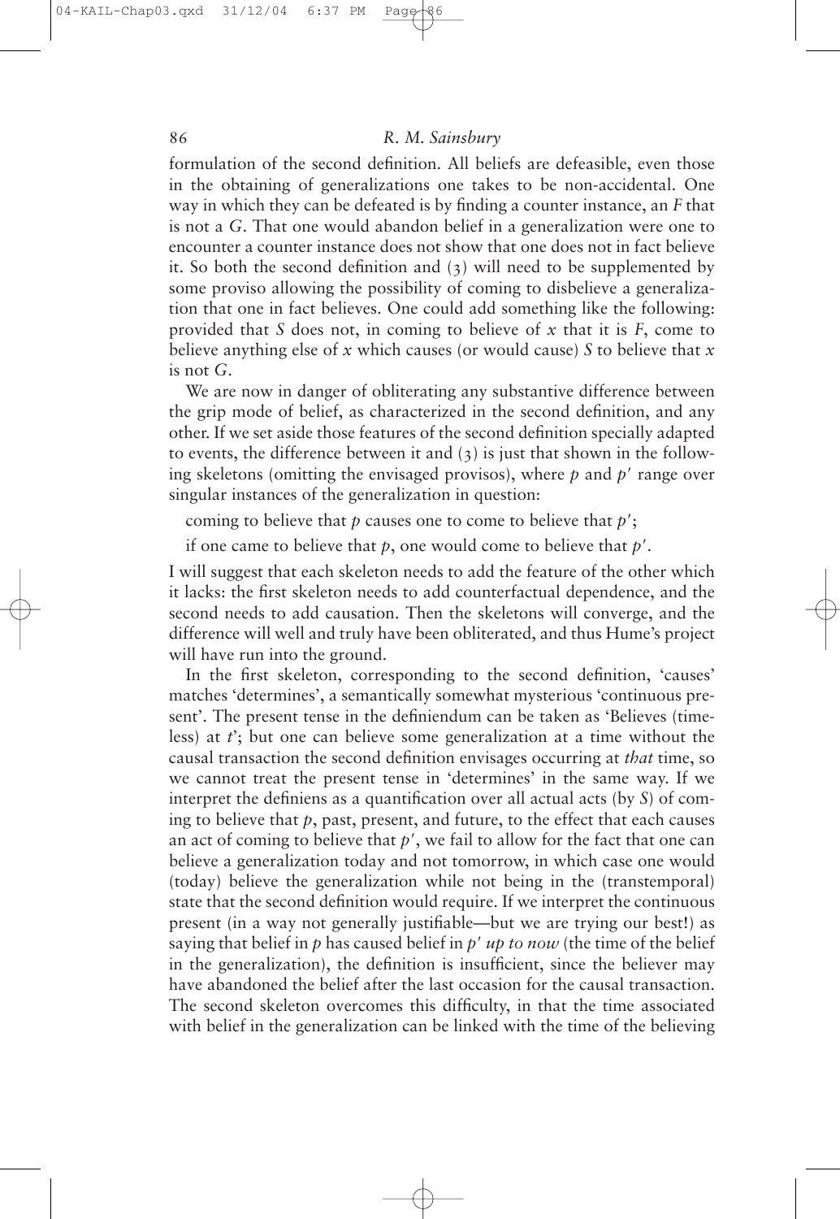formulation of the second definition. All beliefs are defeasible, even those in the obtaining of generalizations one takes to be non-accidental. One way in which they can be defeated is by finding a counter instance, an *F* that is not a *G*. That one would abandon belief in a generalization were one to encounter a counter instance does not show that one does not in fact believe it. So both the second definition and (3) will need to be supplemented by some proviso allowing the possibility of coming to disbelieve a generalization that one in fact believes. One could add something like the following: provided that *S* does not, in coming to believe of *x* that it is *F*, come to believe anything else of *x* which causes (or would cause) *S* to believe that *x* is not *G*.

We are now in danger of obliterating any substantive difference between the grip mode of belief, as characterized in the second definition, and any other. If we set aside those features of the second definition specially adapted to events, the difference between it and (3) is just that shown in the following skeletons (omitting the envisaged provisos), where $p$ and $p'$ range over singular instances of the generalization in question:

coming to believe that $p$ causes one to come to believe that $p'$;

if one came to believe that $p$, one would come to believe that $p'$.

I will suggest that each skeleton needs to add the feature of the other which it lacks: the first skeleton needs to add counterfactual dependence, and the second needs to add causation. Then the skeletons will converge, and the difference will well and truly have been obliterated, and thus Hume's project will have run into the ground.

In the first skeleton, corresponding to the second definition, 'causes' matches 'determines', a semantically somewhat mysterious 'continuous present'. The present tense in the definiendum can be taken as 'Believes (timeless) at *t*'; but one can believe some generalization at a time without the causal transaction the second definition envisages occurring at *that* time, so we cannot treat the present tense in 'determines' in the same way. If we interpret the definiens as a quantification over all actual acts (by *S*) of coming to believe that $p$, past, present, and future, to the effect that each causes an act of coming to believe that $p'$, we fail to allow for the fact that one can believe a generalization today and not tomorrow, in which case one would (today) believe the generalization while not being in the (transtemporal) state that the second definition would require. If we interpret the continuous present (in a way not generally justifiable—but we are trying our best!) as saying that belief in $p$ has caused belief in $p'$ *up to now* (the time of the belief in the generalization), the definition is insufficient, since the believer may have abandoned the belief after the last occasion for the causal transaction. The second skeleton overcomes this difficulty, in that the time associated with belief in the generalization can be linked with the time of the believing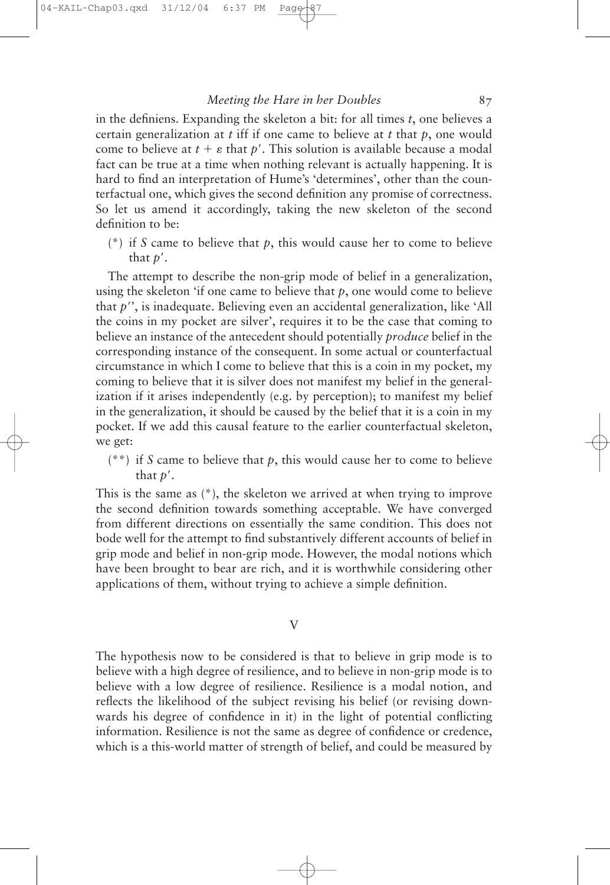in the definiens. Expanding the skeleton a bit: for all times $t$, one believes a certain generalization at $t$ iff if one came to believe at $t$ that $p$, one would come to believe at $t + \varepsilon$ that $p'$. This solution is available because a modal fact can be true at a time when nothing relevant is actually happening. It is hard to find an interpretation of Hume's 'determines', other than the counterfactual one, which gives the second definition any promise of correctness. So let us amend it accordingly, taking the new skeleton of the second definition to be:

(*) if *S* came to believe that $p$, this would cause her to come to believe that $p'$.

The attempt to describe the non-grip mode of belief in a generalization, using the skeleton 'if one came to believe that $p$, one would come to believe that $p'$', is inadequate. Believing even an accidental generalization, like 'All the coins in my pocket are silver', requires it to be the case that coming to believe an instance of the antecedent should potentially *produce* belief in the corresponding instance of the consequent. In some actual or counterfactual circumstance in which I come to believe that this is a coin in my pocket, my coming to believe that it is silver does not manifest my belief in the generalization if it arises independently (e.g. by perception); to manifest my belief in the generalization, it should be caused by the belief that it is a coin in my pocket. If we add this causal feature to the earlier counterfactual skeleton, we get:

(**) if *S* came to believe that $p$, this would cause her to come to believe that $p'$.

This is the same as (*), the skeleton we arrived at when trying to improve the second definition towards something acceptable. We have converged from different directions on essentially the same condition. This does not bode well for the attempt to find substantively different accounts of belief in grip mode and belief in non-grip mode. However, the modal notions which have been brought to bear are rich, and it is worthwhile considering other applications of them, without trying to achieve a simple definition.

## V

The hypothesis now to be considered is that to believe in grip mode is to believe with a high degree of resilience, and to believe in non-grip mode is to believe with a low degree of resilience. Resilience is a modal notion, and reflects the likelihood of the subject revising his belief (or revising downwards his degree of confidence in it) in the light of potential conflicting information. Resilience is not the same as degree of confidence or credence, which is a this-world matter of strength of belief, and could be measured by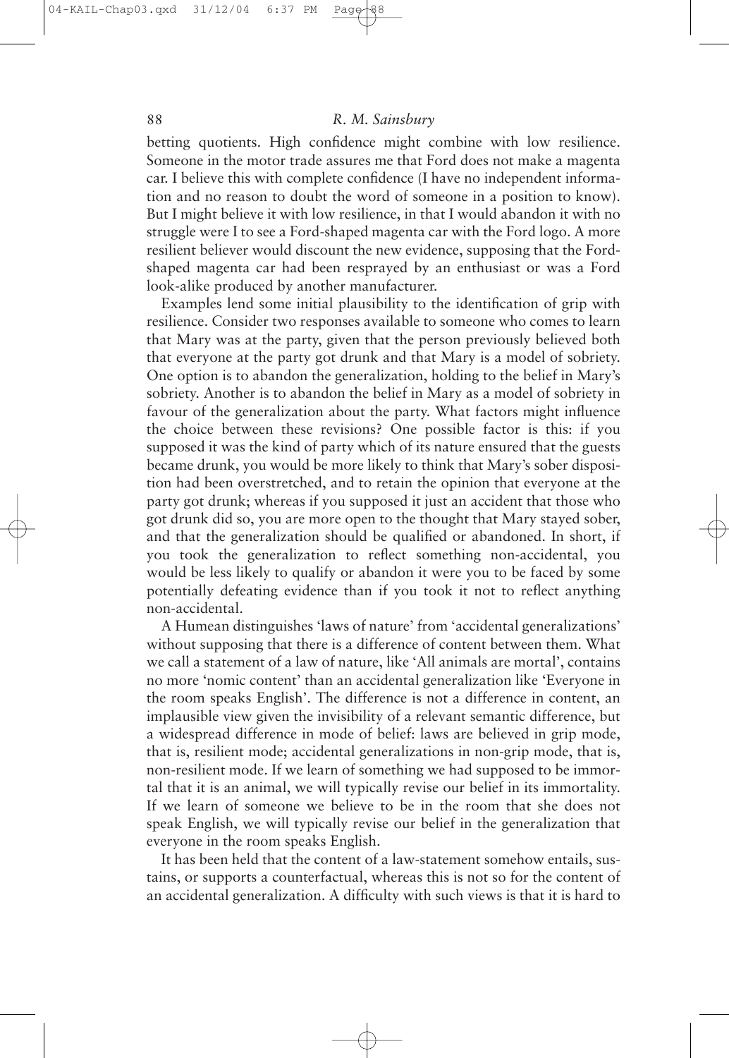betting quotients. High confidence might combine with low resilience. Someone in the motor trade assures me that Ford does not make a magenta car. I believe this with complete confidence (I have no independent information and no reason to doubt the word of someone in a position to know). But I might believe it with low resilience, in that I would abandon it with no struggle were I to see a Ford-shaped magenta car with the Ford logo. A more resilient believer would discount the new evidence, supposing that the Ford-shaped magenta car had been resprayed by an enthusiast or was a Ford look-alike produced by another manufacturer.

Examples lend some initial plausibility to the identification of grip with resilience. Consider two responses available to someone who comes to learn that Mary was at the party, given that the person previously believed both that everyone at the party got drunk and that Mary is a model of sobriety. One option is to abandon the generalization, holding to the belief in Mary's sobriety. Another is to abandon the belief in Mary as a model of sobriety in favour of the generalization about the party. What factors might influence the choice between these revisions? One possible factor is this: if you supposed it was the kind of party which of its nature ensured that the guests became drunk, you would be more likely to think that Mary's sober disposition had been overstretched, and to retain the opinion that everyone at the party got drunk; whereas if you supposed it just an accident that those who got drunk did so, you are more open to the thought that Mary stayed sober, and that the generalization should be qualified or abandoned. In short, if you took the generalization to reflect something non-accidental, you would be less likely to qualify or abandon it were you to be faced by some potentially defeating evidence than if you took it not to reflect anything non-accidental.

A Humean distinguishes 'laws of nature' from 'accidental generalizations' without supposing that there is a difference of content between them. What we call a statement of a law of nature, like 'All animals are mortal', contains no more 'nomic content' than an accidental generalization like 'Everyone in the room speaks English'. The difference is not a difference in content, an implausible view given the invisibility of a relevant semantic difference, but a widespread difference in mode of belief: laws are believed in grip mode, that is, resilient mode; accidental generalizations in non-grip mode, that is, non-resilient mode. If we learn of something we had supposed to be immortal that it is an animal, we will typically revise our belief in its immortality. If we learn of someone we believe to be in the room that she does not speak English, we will typically revise our belief in the generalization that everyone in the room speaks English.

It has been held that the content of a law-statement somehow entails, sustains, or supports a counterfactual, whereas this is not so for the content of an accidental generalization. A difficulty with such views is that it is hard to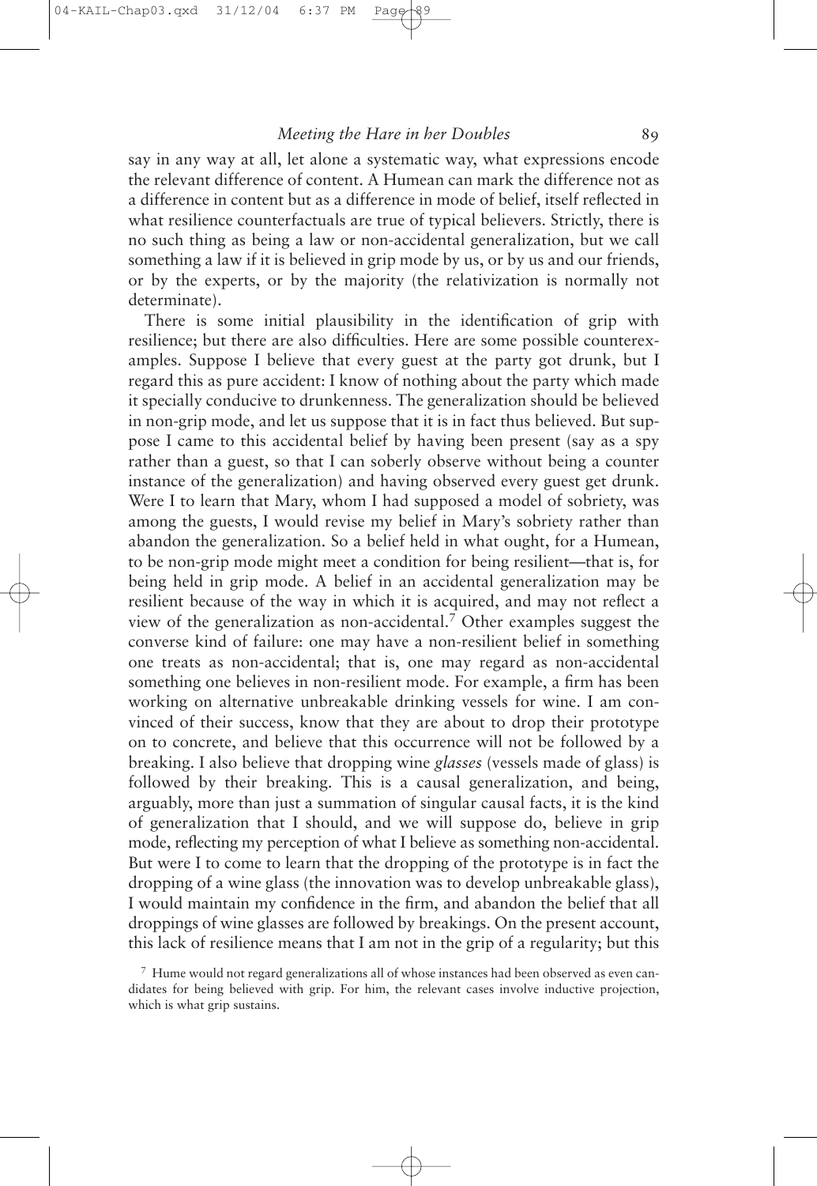say in any way at all, let alone a systematic way, what expressions encode the relevant difference of content. A Humean can mark the difference not as a difference in content but as a difference in mode of belief, itself reflected in what resilience counterfactuals are true of typical believers. Strictly, there is no such thing as being a law or non-accidental generalization, but we call something a law if it is believed in grip mode by us, or by us and our friends, or by the experts, or by the majority (the relativization is normally not determinate).

There is some initial plausibility in the identification of grip with resilience; but there are also difficulties. Here are some possible counterexamples. Suppose I believe that every guest at the party got drunk, but I regard this as pure accident: I know of nothing about the party which made it specially conducive to drunkenness. The generalization should be believed in non-grip mode, and let us suppose that it is in fact thus believed. But suppose I came to this accidental belief by having been present (say as a spy rather than a guest, so that I can soberly observe without being a counter instance of the generalization) and having observed every guest get drunk. Were I to learn that Mary, whom I had supposed a model of sobriety, was among the guests, I would revise my belief in Mary's sobriety rather than abandon the generalization. So a belief held in what ought, for a Humean, to be non-grip mode might meet a condition for being resilient—that is, for being held in grip mode. A belief in an accidental generalization may be resilient because of the way in which it is acquired, and may not reflect a view of the generalization as non-accidental.[7] Other examples suggest the converse kind of failure: one may have a non-resilient belief in something one treats as non-accidental; that is, one may regard as non-accidental something one believes in non-resilient mode. For example, a firm has been working on alternative unbreakable drinking vessels for wine. I am convinced of their success, know that they are about to drop their prototype on to concrete, and believe that this occurrence will not be followed by a breaking. I also believe that dropping wine *glasses* (vessels made of glass) is followed by their breaking. This is a causal generalization, and being, arguably, more than just a summation of singular causal facts, it is the kind of generalization that I should, and we will suppose do, believe in grip mode, reflecting my perception of what I believe as something non-accidental. But were I to come to learn that the dropping of the prototype is in fact the dropping of a wine glass (the innovation was to develop unbreakable glass), I would maintain my confidence in the firm, and abandon the belief that all droppings of wine glasses are followed by breakings. On the present account, this lack of resilience means that I am not in the grip of a regularity; but this

[7] Hume would not regard generalizations all of whose instances had been observed as even candidates for being believed with grip. For him, the relevant cases involve inductive projection, which is what grip sustains.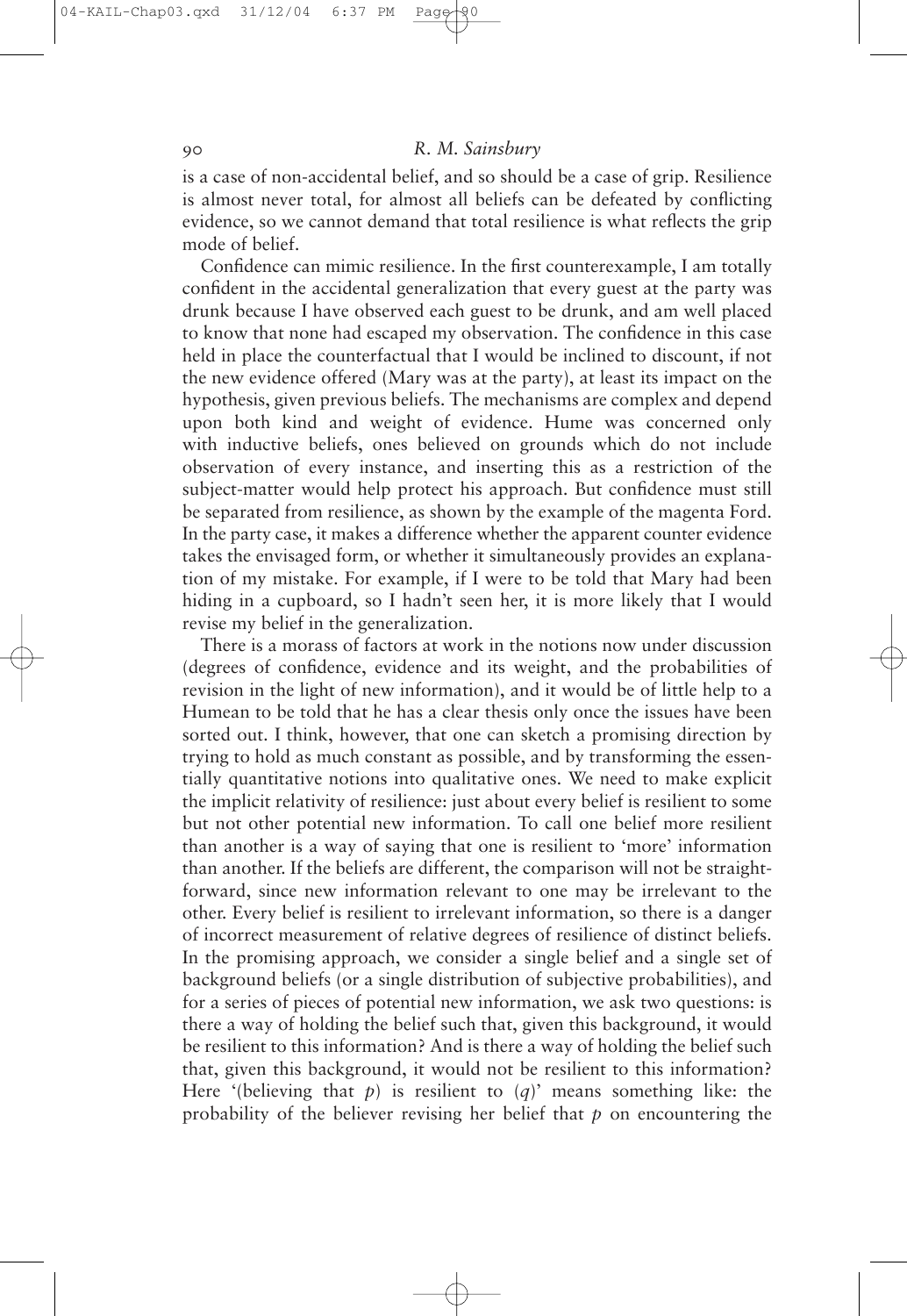is a case of non-accidental belief, and so should be a case of grip. Resilience is almost never total, for almost all beliefs can be defeated by conflicting evidence, so we cannot demand that total resilience is what reflects the grip mode of belief.

Confidence can mimic resilience. In the first counterexample, I am totally confident in the accidental generalization that every guest at the party was drunk because I have observed each guest to be drunk, and am well placed to know that none had escaped my observation. The confidence in this case held in place the counterfactual that I would be inclined to discount, if not the new evidence offered (Mary was at the party), at least its impact on the hypothesis, given previous beliefs. The mechanisms are complex and depend upon both kind and weight of evidence. Hume was concerned only with inductive beliefs, ones believed on grounds which do not include observation of every instance, and inserting this as a restriction of the subject-matter would help protect his approach. But confidence must still be separated from resilience, as shown by the example of the magenta Ford. In the party case, it makes a difference whether the apparent counter evidence takes the envisaged form, or whether it simultaneously provides an explanation of my mistake. For example, if I were to be told that Mary had been hiding in a cupboard, so I hadn't seen her, it is more likely that I would revise my belief in the generalization.

There is a morass of factors at work in the notions now under discussion (degrees of confidence, evidence and its weight, and the probabilities of revision in the light of new information), and it would be of little help to a Humean to be told that he has a clear thesis only once the issues have been sorted out. I think, however, that one can sketch a promising direction by trying to hold as much constant as possible, and by transforming the essentially quantitative notions into qualitative ones. We need to make explicit the implicit relativity of resilience: just about every belief is resilient to some but not other potential new information. To call one belief more resilient than another is a way of saying that one is resilient to 'more' information than another. If the beliefs are different, the comparison will not be straightforward, since new information relevant to one may be irrelevant to the other. Every belief is resilient to irrelevant information, so there is a danger of incorrect measurement of relative degrees of resilience of distinct beliefs. In the promising approach, we consider a single belief and a single set of background beliefs (or a single distribution of subjective probabilities), and for a series of pieces of potential new information, we ask two questions: is there a way of holding the belief such that, given this background, it would be resilient to this information? And is there a way of holding the belief such that, given this background, it would not be resilient to this information? Here '(believing that $p$) is resilient to ($q$)' means something like: the probability of the believer revising her belief that $p$ on encountering the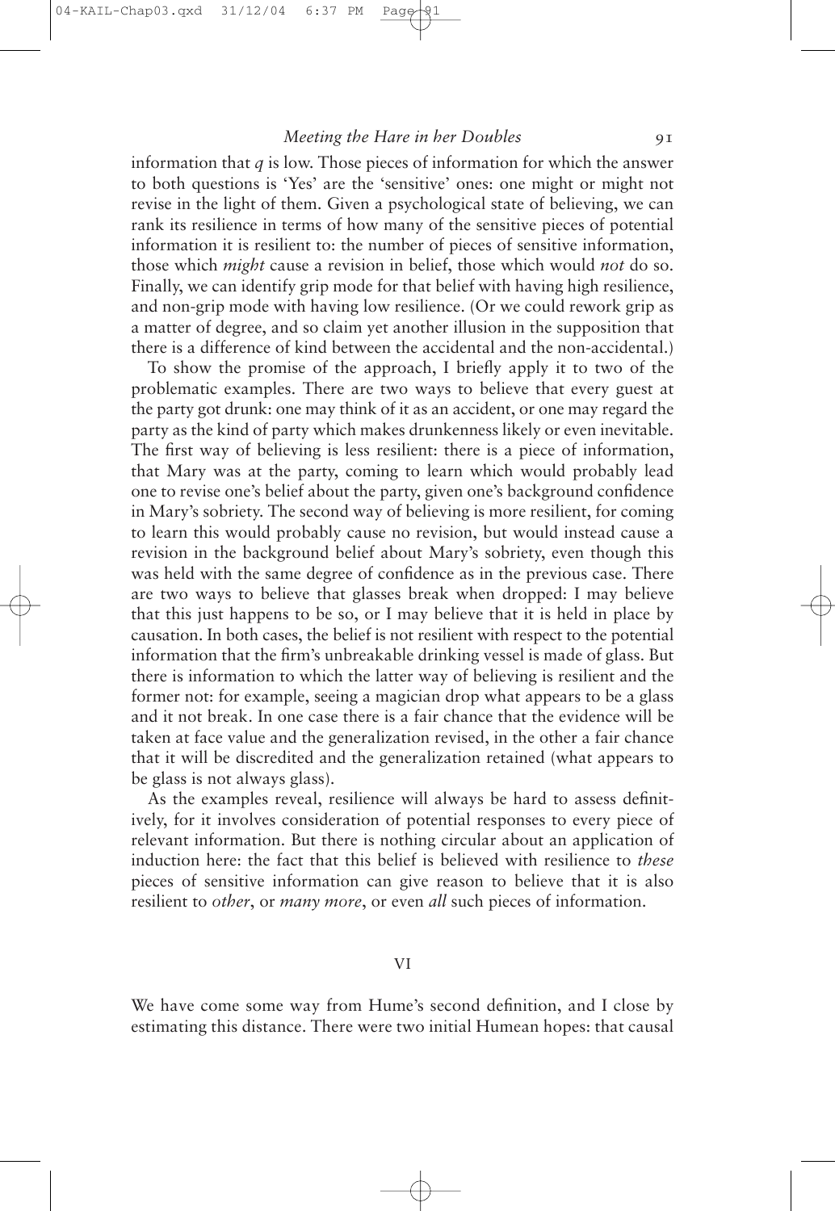information that $q$ is low. Those pieces of information for which the answer to both questions is 'Yes' are the 'sensitive' ones: one might or might not revise in the light of them. Given a psychological state of believing, we can rank its resilience in terms of how many of the sensitive pieces of potential information it is resilient to: the number of pieces of sensitive information, those which *might* cause a revision in belief, those which would *not* do so. Finally, we can identify grip mode for that belief with having high resilience, and non-grip mode with having low resilience. (Or we could rework grip as a matter of degree, and so claim yet another illusion in the supposition that there is a difference of kind between the accidental and the non-accidental.)

To show the promise of the approach, I briefly apply it to two of the problematic examples. There are two ways to believe that every guest at the party got drunk: one may think of it as an accident, or one may regard the party as the kind of party which makes drunkenness likely or even inevitable. The first way of believing is less resilient: there is a piece of information, that Mary was at the party, coming to learn which would probably lead one to revise one's belief about the party, given one's background confidence in Mary's sobriety. The second way of believing is more resilient, for coming to learn this would probably cause no revision, but would instead cause a revision in the background belief about Mary's sobriety, even though this was held with the same degree of confidence as in the previous case. There are two ways to believe that glasses break when dropped: I may believe that this just happens to be so, or I may believe that it is held in place by causation. In both cases, the belief is not resilient with respect to the potential information that the firm's unbreakable drinking vessel is made of glass. But there is information to which the latter way of believing is resilient and the former not: for example, seeing a magician drop what appears to be a glass and it not break. In one case there is a fair chance that the evidence will be taken at face value and the generalization revised, in the other a fair chance that it will be discredited and the generalization retained (what appears to be glass is not always glass).

As the examples reveal, resilience will always be hard to assess definitively, for it involves consideration of potential responses to every piece of relevant information. But there is nothing circular about an application of induction here: the fact that this belief is believed with resilience to *these* pieces of sensitive information can give reason to believe that it is also resilient to *other*, or *many more*, or even *all* such pieces of information.

## VI

We have come some way from Hume's second definition, and I close by estimating this distance. There were two initial Humean hopes: that causal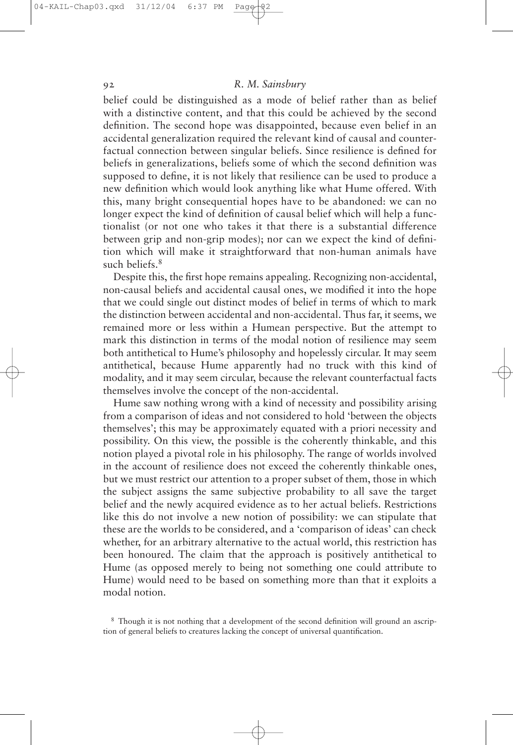belief could be distinguished as a mode of belief rather than as belief with a distinctive content, and that this could be achieved by the second definition. The second hope was disappointed, because even belief in an accidental generalization required the relevant kind of causal and counterfactual connection between singular beliefs. Since resilience is defined for beliefs in generalizations, beliefs some of which the second definition was supposed to define, it is not likely that resilience can be used to produce a new definition which would look anything like what Hume offered. With this, many bright consequential hopes have to be abandoned: we can no longer expect the kind of definition of causal belief which will help a functionalist (or not one who takes it that there is a substantial difference between grip and non-grip modes); nor can we expect the kind of definition which will make it straightforward that non-human animals have such beliefs.[8]

Despite this, the first hope remains appealing. Recognizing non-accidental, non-causal beliefs and accidental causal ones, we modified it into the hope that we could single out distinct modes of belief in terms of which to mark the distinction between accidental and non-accidental. Thus far, it seems, we remained more or less within a Humean perspective. But the attempt to mark this distinction in terms of the modal notion of resilience may seem both antithetical to Hume's philosophy and hopelessly circular. It may seem antithetical, because Hume apparently had no truck with this kind of modality, and it may seem circular, because the relevant counterfactual facts themselves involve the concept of the non-accidental.

Hume saw nothing wrong with a kind of necessity and possibility arising from a comparison of ideas and not considered to hold 'between the objects themselves'; this may be approximately equated with a priori necessity and possibility. On this view, the possible is the coherently thinkable, and this notion played a pivotal role in his philosophy. The range of worlds involved in the account of resilience does not exceed the coherently thinkable ones, but we must restrict our attention to a proper subset of them, those in which the subject assigns the same subjective probability to all save the target belief and the newly acquired evidence as to her actual beliefs. Restrictions like this do not involve a new notion of possibility: we can stipulate that these are the worlds to be considered, and a 'comparison of ideas' can check whether, for an arbitrary alternative to the actual world, this restriction has been honoured. The claim that the approach is positively antithetical to Hume (as opposed merely to being not something one could attribute to Hume) would need to be based on something more than that it exploits a modal notion.

[8] Though it is not nothing that a development of the second definition will ground an ascription of general beliefs to creatures lacking the concept of universal quantification.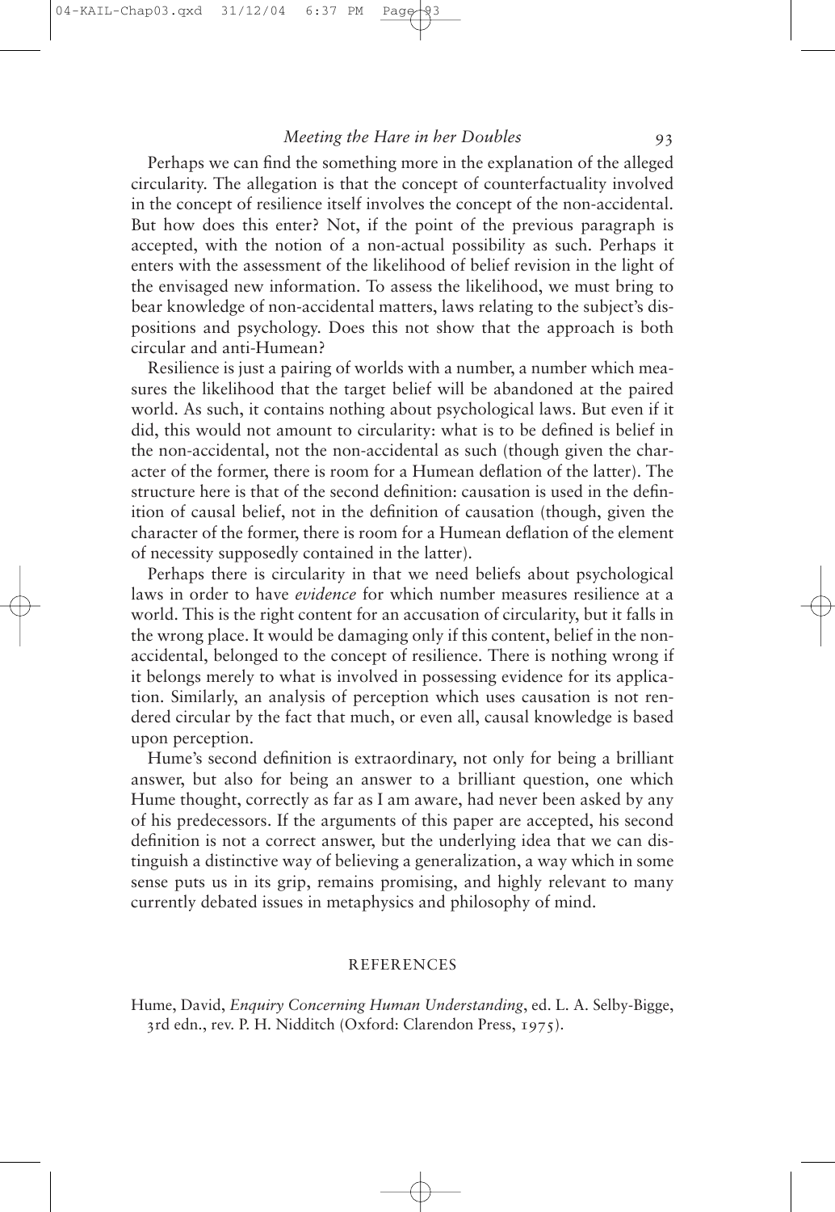Perhaps we can find the something more in the explanation of the alleged circularity. The allegation is that the concept of counterfactuality involved in the concept of resilience itself involves the concept of the non-accidental. But how does this enter? Not, if the point of the previous paragraph is accepted, with the notion of a non-actual possibility as such. Perhaps it enters with the assessment of the likelihood of belief revision in the light of the envisaged new information. To assess the likelihood, we must bring to bear knowledge of non-accidental matters, laws relating to the subject's dispositions and psychology. Does this not show that the approach is both circular and anti-Humean?

Resilience is just a pairing of worlds with a number, a number which measures the likelihood that the target belief will be abandoned at the paired world. As such, it contains nothing about psychological laws. But even if it did, this would not amount to circularity: what is to be defined is belief in the non-accidental, not the non-accidental as such (though given the character of the former, there is room for a Humean deflation of the latter). The structure here is that of the second definition: causation is used in the definition of causal belief, not in the definition of causation (though, given the character of the former, there is room for a Humean deflation of the element of necessity supposedly contained in the latter).

Perhaps there is circularity in that we need beliefs about psychological laws in order to have *evidence* for which number measures resilience at a world. This is the right content for an accusation of circularity, but it falls in the wrong place. It would be damaging only if this content, belief in the non-accidental, belonged to the concept of resilience. There is nothing wrong if it belongs merely to what is involved in possessing evidence for its application. Similarly, an analysis of perception which uses causation is not rendered circular by the fact that much, or even all, causal knowledge is based upon perception.

Hume's second definition is extraordinary, not only for being a brilliant answer, but also for being an answer to a brilliant question, one which Hume thought, correctly as far as I am aware, had never been asked by any of his predecessors. If the arguments of this paper are accepted, his second definition is not a correct answer, but the underlying idea that we can distinguish a distinctive way of believing a generalization, a way which in some sense puts us in its grip, remains promising, and highly relevant to many currently debated issues in metaphysics and philosophy of mind.

## REFERENCES

Hume, David, *Enquiry Concerning Human Understanding*, ed. L. A. Selby-Bigge, 3rd edn., rev. P. H. Nidditch (Oxford: Clarendon Press, 1975).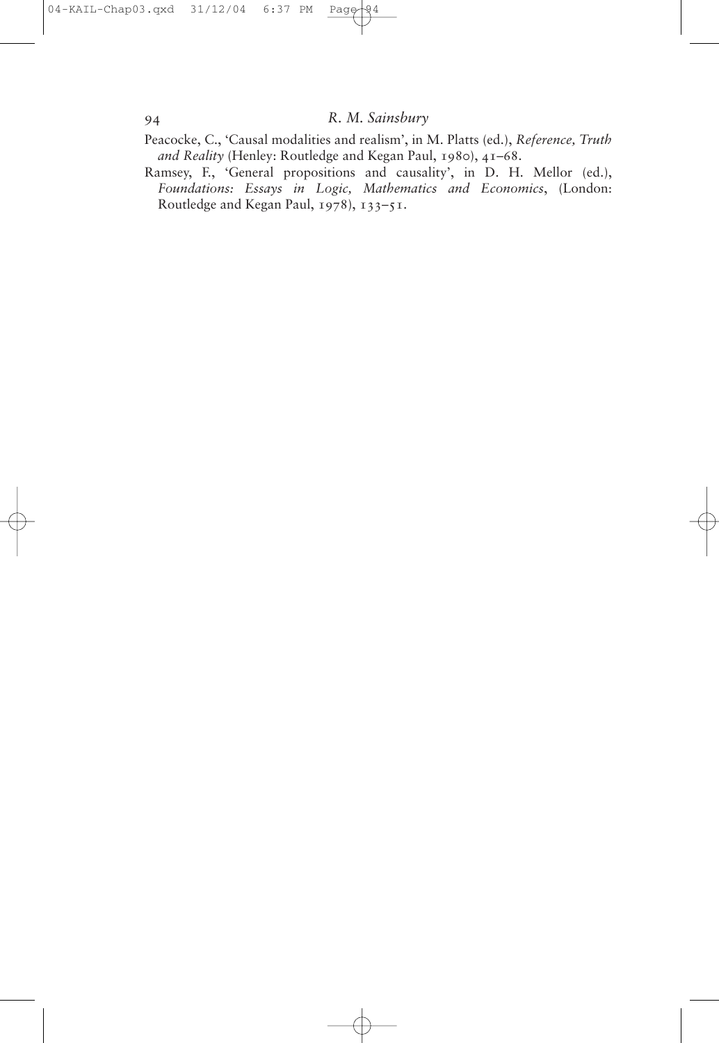Peacocke, C., 'Causal modalities and realism', in M. Platts (ed.), *Reference, Truth and Reality* (Henley: Routledge and Kegan Paul, 1980), 41–68.

Ramsey, F., 'General propositions and causality', in D. H. Mellor (ed.), *Foundations: Essays in Logic, Mathematics and Economics*, (London: Routledge and Kegan Paul, 1978), 133–51.